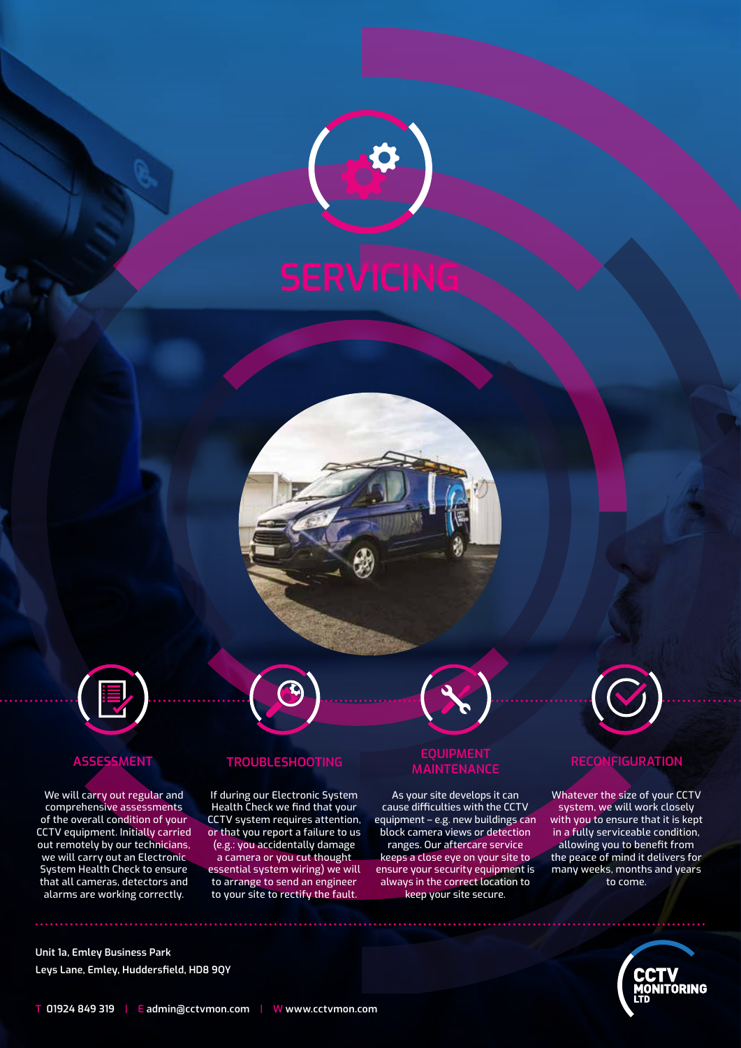# SERVICING

## ASSESSMENT

We will carry out regular and comprehensive assessments of the overall condition of your CCTV equipment. Initially carried out remotely by our technicians, we will carry out an Electronic System Health Check to ensure that all cameras, detectors and alarms are working correctly.

## TROUBLESHOOTING

If during our Electronic System Health Check we find that your CCTV system requires attention, or that you report a failure to us (e.g.: you accidentally damage a camera or you cut thought essential system wiring) we will to arrange to send an engineer to your site to rectify the fault.

## EQUIPMENT MAINTENANCE

As your site develops it can cause difficulties with the CCTV equipment – e.g. new buildings can block camera views or detection ranges. Our aftercare service keeps a close eye on your site to ensure your security equipment is always in the correct location to keep your site secure.

## RECONFIGURATION

Whatever the size of your CCTV system, we will work closely with you to ensure that it is kept in a fully serviceable condition, allowing you to benefit from the peace of mind it delivers for many weeks, months and years to come.

Unit 1a, Emley Business Park
Leys Lane, Emley, Huddersfield, HD8 9QY

T 01924 849 319 | E admin@cctvmon.com | W www.cctvmon.com

CCTV MONITORING LTD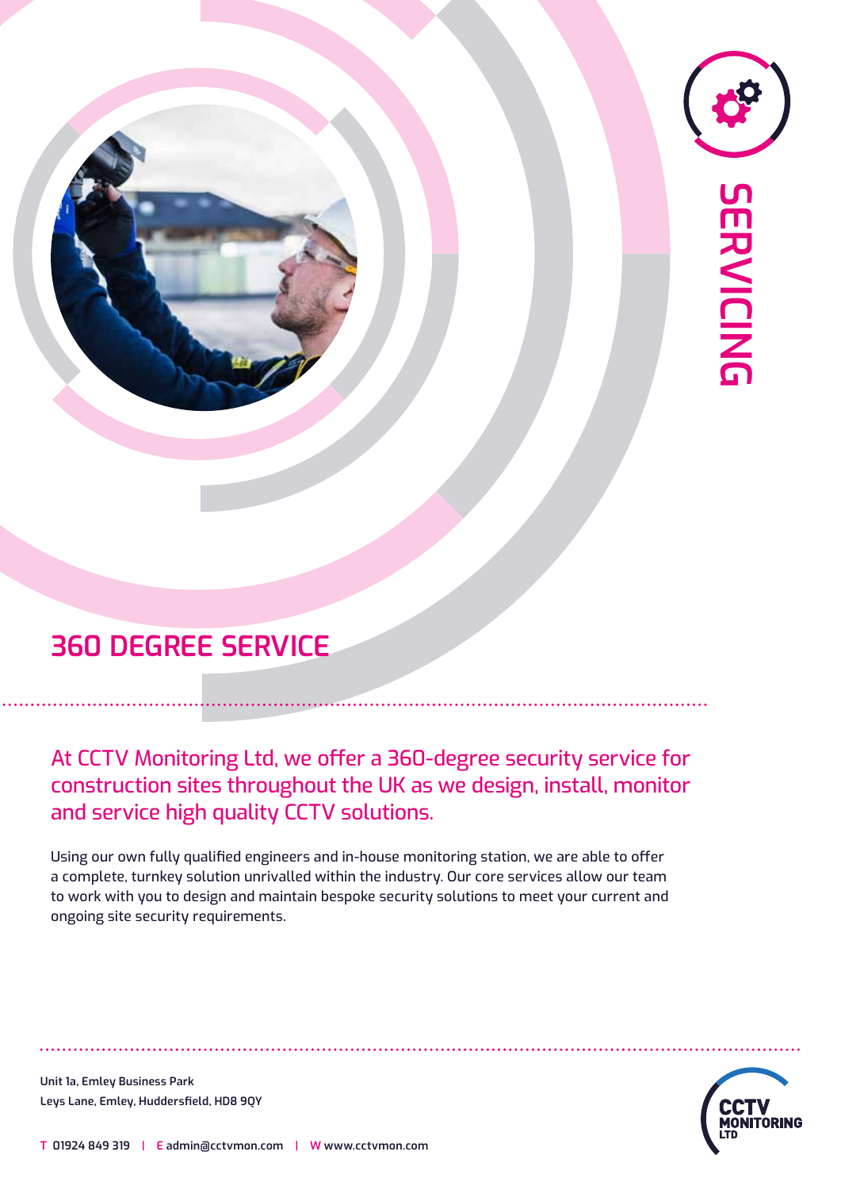SERVICING

## 360 DEGREE SERVICE

At CCTV Monitoring Ltd, we offer a 360-degree security service for construction sites throughout the UK as we design, install, monitor and service high quality CCTV solutions.

Using our own fully qualified engineers and in-house monitoring station, we are able to offer a complete, turnkey solution unrivalled within the industry. Our core services allow our team to work with you to design and maintain bespoke security solutions to meet your current and ongoing site security requirements.

Unit 1a, Emley Business Park
Leys Lane, Emley, Huddersfield, HD8 9QY

T 01924 849 319 | E admin@cctvmon.com | W www.cctvmon.com

CCTV MONITORING LTD